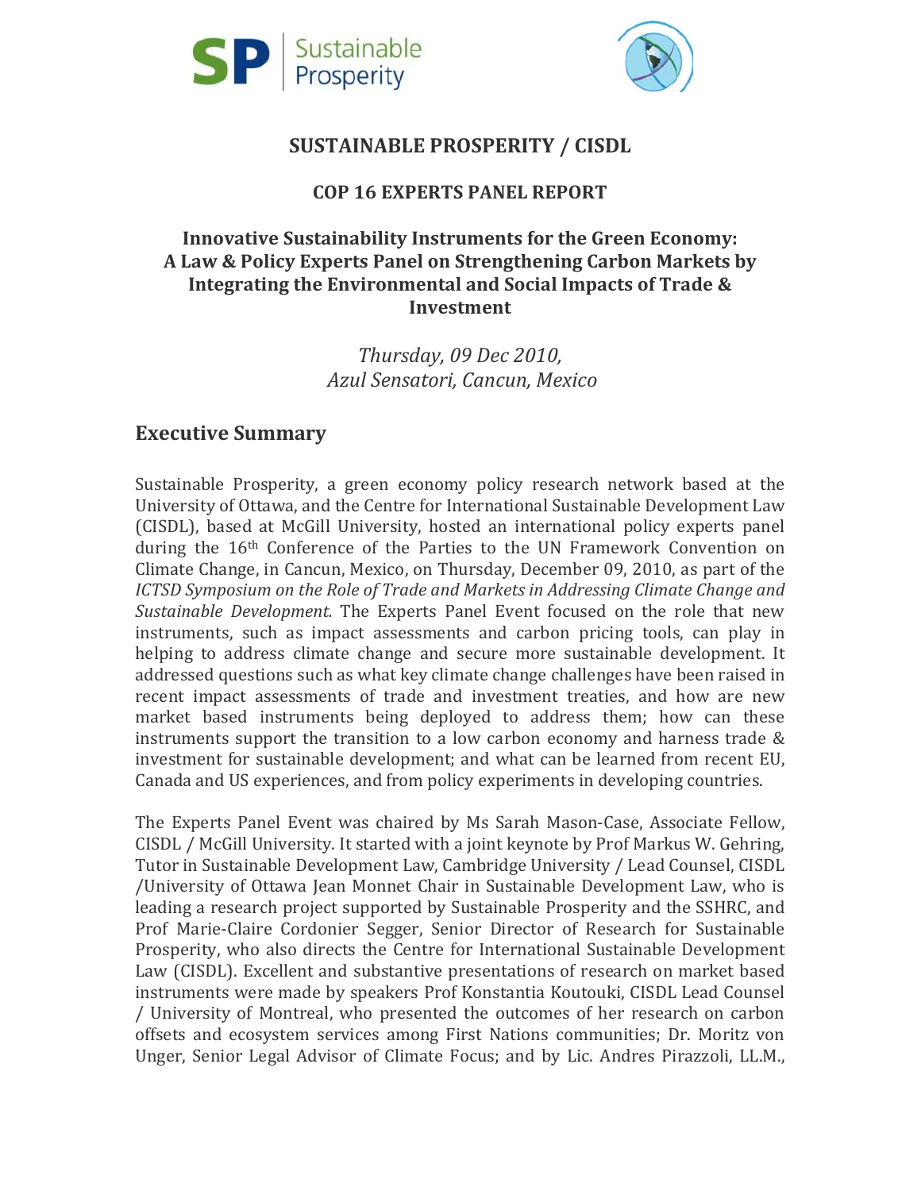# SUSTAINABLE PROSPERITY / CISDL

## COP 16 EXPERTS PANEL REPORT

## Innovative Sustainability Instruments for the Green Economy: A Law & Policy Experts Panel on Strengthening Carbon Markets by Integrating the Environmental and Social Impacts of Trade & Investment

*Thursday, 09 Dec 2010,*
*Azul Sensatori, Cancun, Mexico*

## Executive Summary

Sustainable Prosperity, a green economy policy research network based at the University of Ottawa, and the Centre for International Sustainable Development Law (CISDL), based at McGill University, hosted an international policy experts panel during the 16th Conference of the Parties to the UN Framework Convention on Climate Change, in Cancun, Mexico, on Thursday, December 09, 2010, as part of the *ICTSD Symposium on the Role of Trade and Markets in Addressing Climate Change and Sustainable Development.* The Experts Panel Event focused on the role that new instruments, such as impact assessments and carbon pricing tools, can play in helping to address climate change and secure more sustainable development. It addressed questions such as what key climate change challenges have been raised in recent impact assessments of trade and investment treaties, and how are new market based instruments being deployed to address them; how can these instruments support the transition to a low carbon economy and harness trade & investment for sustainable development; and what can be learned from recent EU, Canada and US experiences, and from policy experiments in developing countries.

The Experts Panel Event was chaired by Ms Sarah Mason-Case, Associate Fellow, CISDL / McGill University. It started with a joint keynote by Prof Markus W. Gehring, Tutor in Sustainable Development Law, Cambridge University / Lead Counsel, CISDL /University of Ottawa Jean Monnet Chair in Sustainable Development Law, who is leading a research project supported by Sustainable Prosperity and the SSHRC, and Prof Marie-Claire Cordonier Segger, Senior Director of Research for Sustainable Prosperity, who also directs the Centre for International Sustainable Development Law (CISDL). Excellent and substantive presentations of research on market based instruments were made by speakers Prof Konstantia Koutouki, CISDL Lead Counsel / University of Montreal, who presented the outcomes of her research on carbon offsets and ecosystem services among First Nations communities; Dr. Moritz von Unger, Senior Legal Advisor of Climate Focus; and by Lic. Andres Pirazzoli, LL.M.,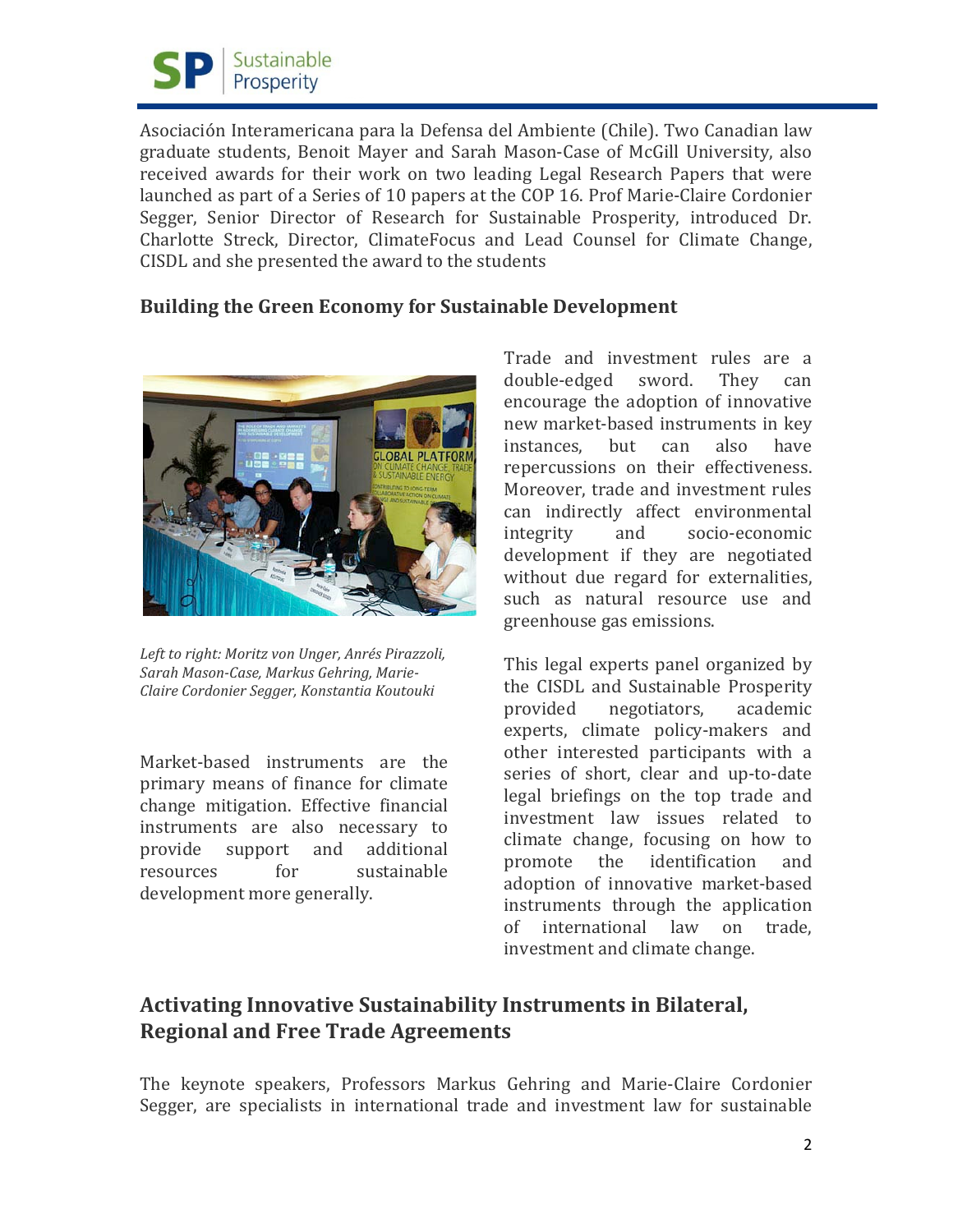Asociación Interamericana para la Defensa del Ambiente (Chile). Two Canadian law graduate students, Benoit Mayer and Sarah Mason-Case of McGill University, also received awards for their work on two leading Legal Research Papers that were launched as part of a Series of 10 papers at the COP 16. Prof Marie-Claire Cordonier Segger, Senior Director of Research for Sustainable Prosperity, introduced Dr. Charlotte Streck, Director, ClimateFocus and Lead Counsel for Climate Change, CISDL and she presented the award to the students

### Building the Green Economy for Sustainable Development

*Left to right: Moritz von Unger, Anrés Pirazzoli, Sarah Mason-Case, Markus Gehring, Marie-Claire Cordonier Segger, Konstantia Koutouki*

Market-based instruments are the primary means of finance for climate change mitigation. Effective financial instruments are also necessary to provide support and additional resources for sustainable development more generally.

Trade and investment rules are a double-edged sword. They can encourage the adoption of innovative new market-based instruments in key instances, but can also have repercussions on their effectiveness. Moreover, trade and investment rules can indirectly affect environmental integrity and socio-economic development if they are negotiated without due regard for externalities, such as natural resource use and greenhouse gas emissions.

This legal experts panel organized by the CISDL and Sustainable Prosperity provided negotiators, academic experts, climate policy-makers and other interested participants with a series of short, clear and up-to-date legal briefings on the top trade and investment law issues related to climate change, focusing on how to promote the identification and adoption of innovative market-based instruments through the application of international law on trade, investment and climate change.

## Activating Innovative Sustainability Instruments in Bilateral, Regional and Free Trade Agreements

The keynote speakers, Professors Markus Gehring and Marie-Claire Cordonier Segger, are specialists in international trade and investment law for sustainable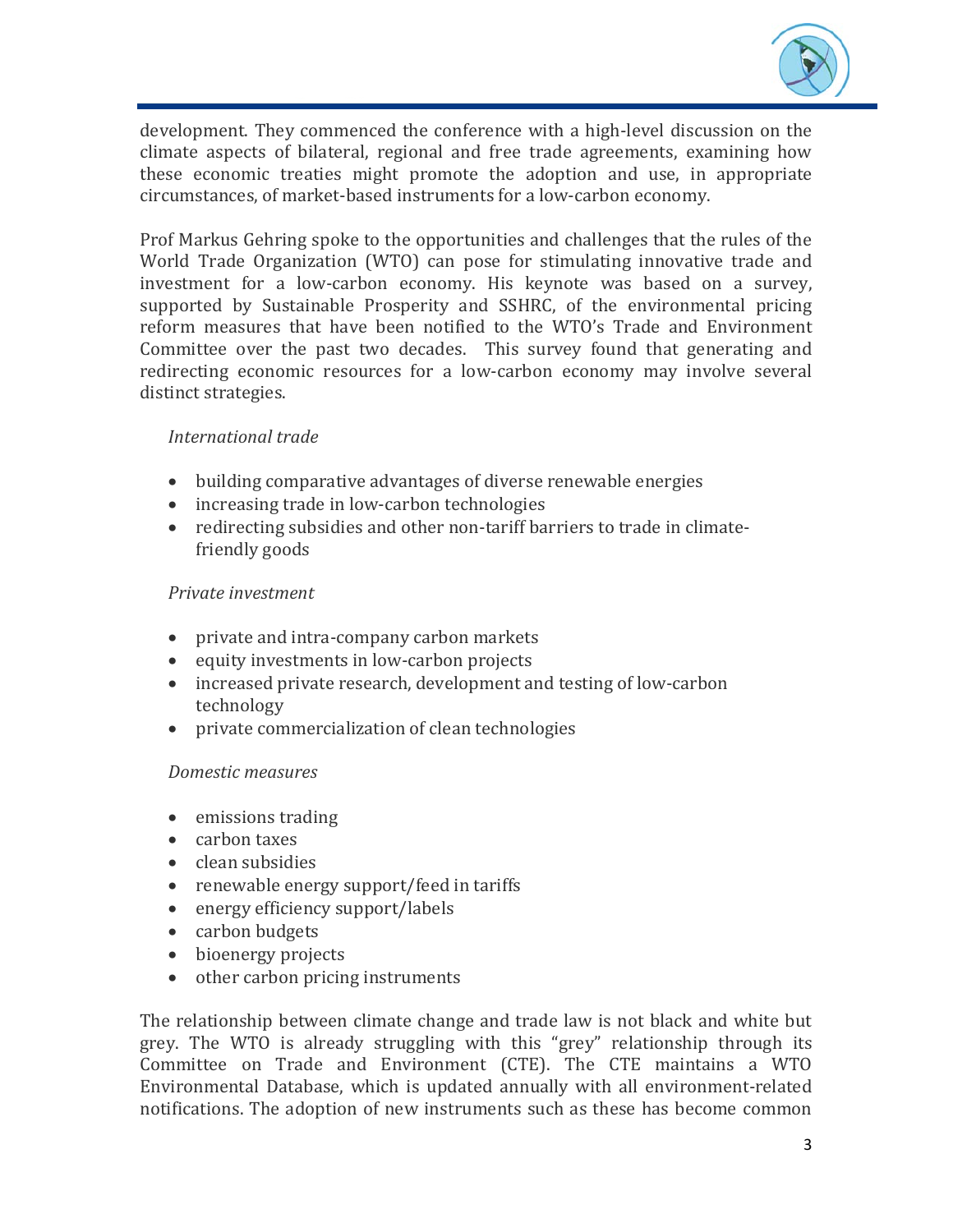development. They commenced the conference with a high-level discussion on the climate aspects of bilateral, regional and free trade agreements, examining how these economic treaties might promote the adoption and use, in appropriate circumstances, of market-based instruments for a low-carbon economy.

Prof Markus Gehring spoke to the opportunities and challenges that the rules of the World Trade Organization (WTO) can pose for stimulating innovative trade and investment for a low-carbon economy. His keynote was based on a survey, supported by Sustainable Prosperity and SSHRC, of the environmental pricing reform measures that have been notified to the WTO's Trade and Environment Committee over the past two decades. This survey found that generating and redirecting economic resources for a low-carbon economy may involve several distinct strategies.

*International trade*

- building comparative advantages of diverse renewable energies
- increasing trade in low-carbon technologies
- redirecting subsidies and other non-tariff barriers to trade in climate-friendly goods

*Private investment*

- private and intra-company carbon markets
- equity investments in low-carbon projects
- increased private research, development and testing of low-carbon technology
- private commercialization of clean technologies

*Domestic measures*

- emissions trading
- carbon taxes
- clean subsidies
- renewable energy support/feed in tariffs
- energy efficiency support/labels
- carbon budgets
- bioenergy projects
- other carbon pricing instruments

The relationship between climate change and trade law is not black and white but grey. The WTO is already struggling with this "grey" relationship through its Committee on Trade and Environment (CTE). The CTE maintains a WTO Environmental Database, which is updated annually with all environment-related notifications. The adoption of new instruments such as these has become common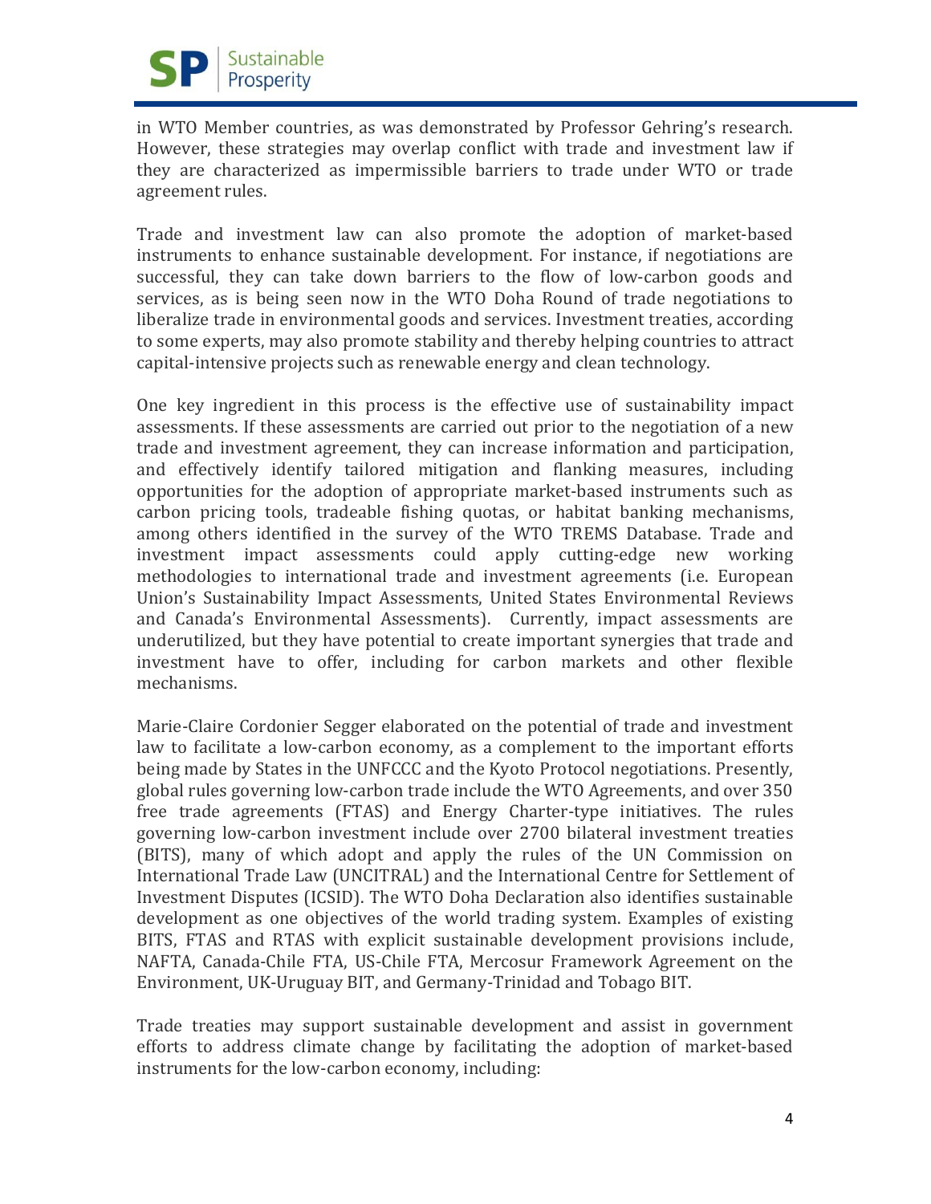in WTO Member countries, as was demonstrated by Professor Gehring's research. However, these strategies may overlap conflict with trade and investment law if they are characterized as impermissible barriers to trade under WTO or trade agreement rules.

Trade and investment law can also promote the adoption of market-based instruments to enhance sustainable development. For instance, if negotiations are successful, they can take down barriers to the flow of low-carbon goods and services, as is being seen now in the WTO Doha Round of trade negotiations to liberalize trade in environmental goods and services. Investment treaties, according to some experts, may also promote stability and thereby helping countries to attract capital-intensive projects such as renewable energy and clean technology.

One key ingredient in this process is the effective use of sustainability impact assessments. If these assessments are carried out prior to the negotiation of a new trade and investment agreement, they can increase information and participation, and effectively identify tailored mitigation and flanking measures, including opportunities for the adoption of appropriate market-based instruments such as carbon pricing tools, tradeable fishing quotas, or habitat banking mechanisms, among others identified in the survey of the WTO TREMS Database. Trade and investment impact assessments could apply cutting-edge new working methodologies to international trade and investment agreements (i.e. European Union's Sustainability Impact Assessments, United States Environmental Reviews and Canada's Environmental Assessments). Currently, impact assessments are underutilized, but they have potential to create important synergies that trade and investment have to offer, including for carbon markets and other flexible mechanisms.

Marie-Claire Cordonier Segger elaborated on the potential of trade and investment law to facilitate a low-carbon economy, as a complement to the important efforts being made by States in the UNFCCC and the Kyoto Protocol negotiations. Presently, global rules governing low-carbon trade include the WTO Agreements, and over 350 free trade agreements (FTAS) and Energy Charter-type initiatives. The rules governing low-carbon investment include over 2700 bilateral investment treaties (BITS), many of which adopt and apply the rules of the UN Commission on International Trade Law (UNCITRAL) and the International Centre for Settlement of Investment Disputes (ICSID). The WTO Doha Declaration also identifies sustainable development as one objectives of the world trading system. Examples of existing BITS, FTAS and RTAS with explicit sustainable development provisions include, NAFTA, Canada-Chile FTA, US-Chile FTA, Mercosur Framework Agreement on the Environment, UK-Uruguay BIT, and Germany-Trinidad and Tobago BIT.

Trade treaties may support sustainable development and assist in government efforts to address climate change by facilitating the adoption of market-based instruments for the low-carbon economy, including: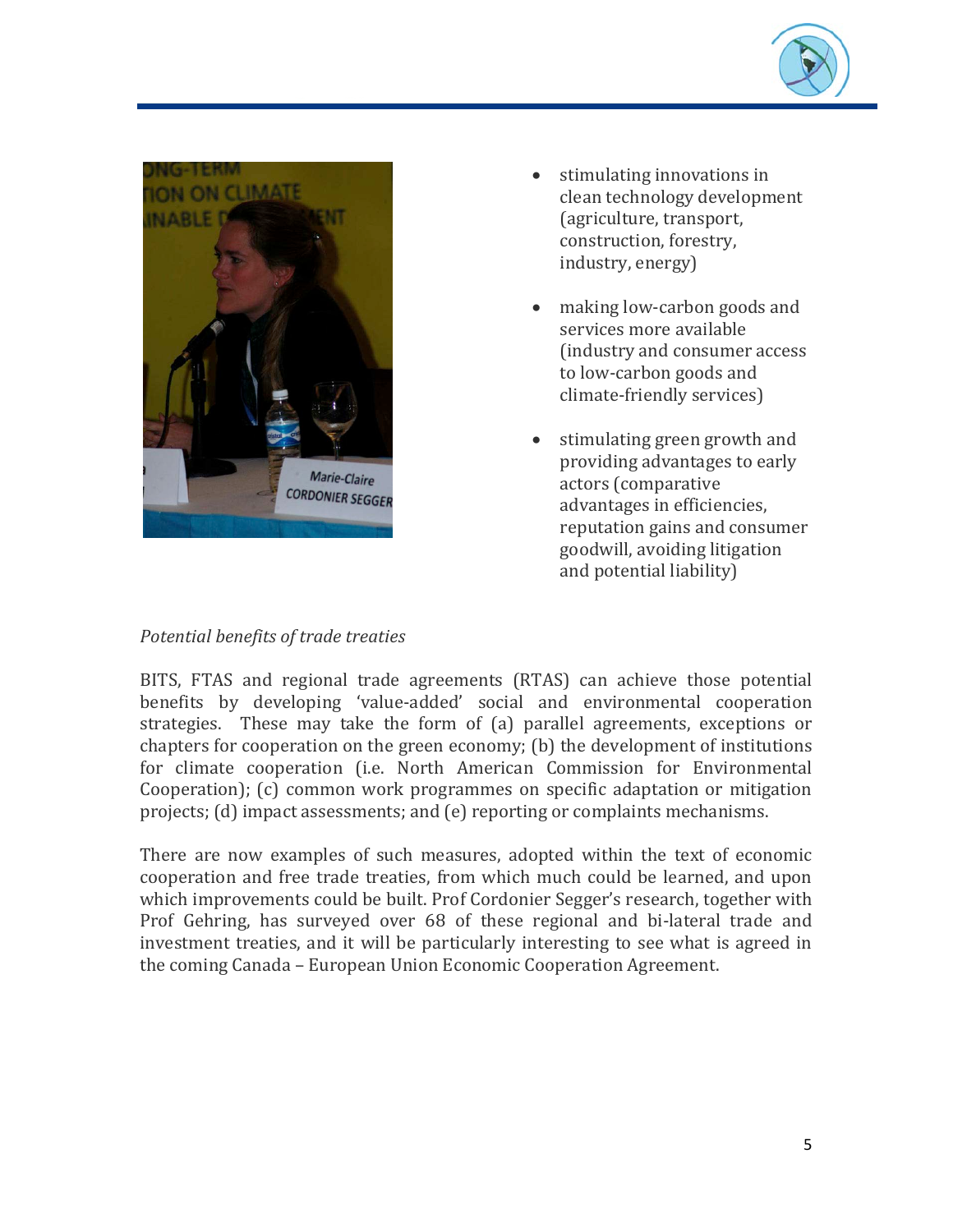- stimulating innovations in clean technology development (agriculture, transport, construction, forestry, industry, energy)

- making low-carbon goods and services more available (industry and consumer access to low-carbon goods and climate-friendly services)

- stimulating green growth and providing advantages to early actors (comparative advantages in efficiencies, reputation gains and consumer goodwill, avoiding litigation and potential liability)

*Potential benefits of trade treaties*

BITS, FTAS and regional trade agreements (RTAS) can achieve those potential benefits by developing 'value-added' social and environmental cooperation strategies. These may take the form of (a) parallel agreements, exceptions or chapters for cooperation on the green economy; (b) the development of institutions for climate cooperation (i.e. North American Commission for Environmental Cooperation); (c) common work programmes on specific adaptation or mitigation projects; (d) impact assessments; and (e) reporting or complaints mechanisms.

There are now examples of such measures, adopted within the text of economic cooperation and free trade treaties, from which much could be learned, and upon which improvements could be built. Prof Cordonier Segger's research, together with Prof Gehring, has surveyed over 68 of these regional and bi-lateral trade and investment treaties, and it will be particularly interesting to see what is agreed in the coming Canada – European Union Economic Cooperation Agreement.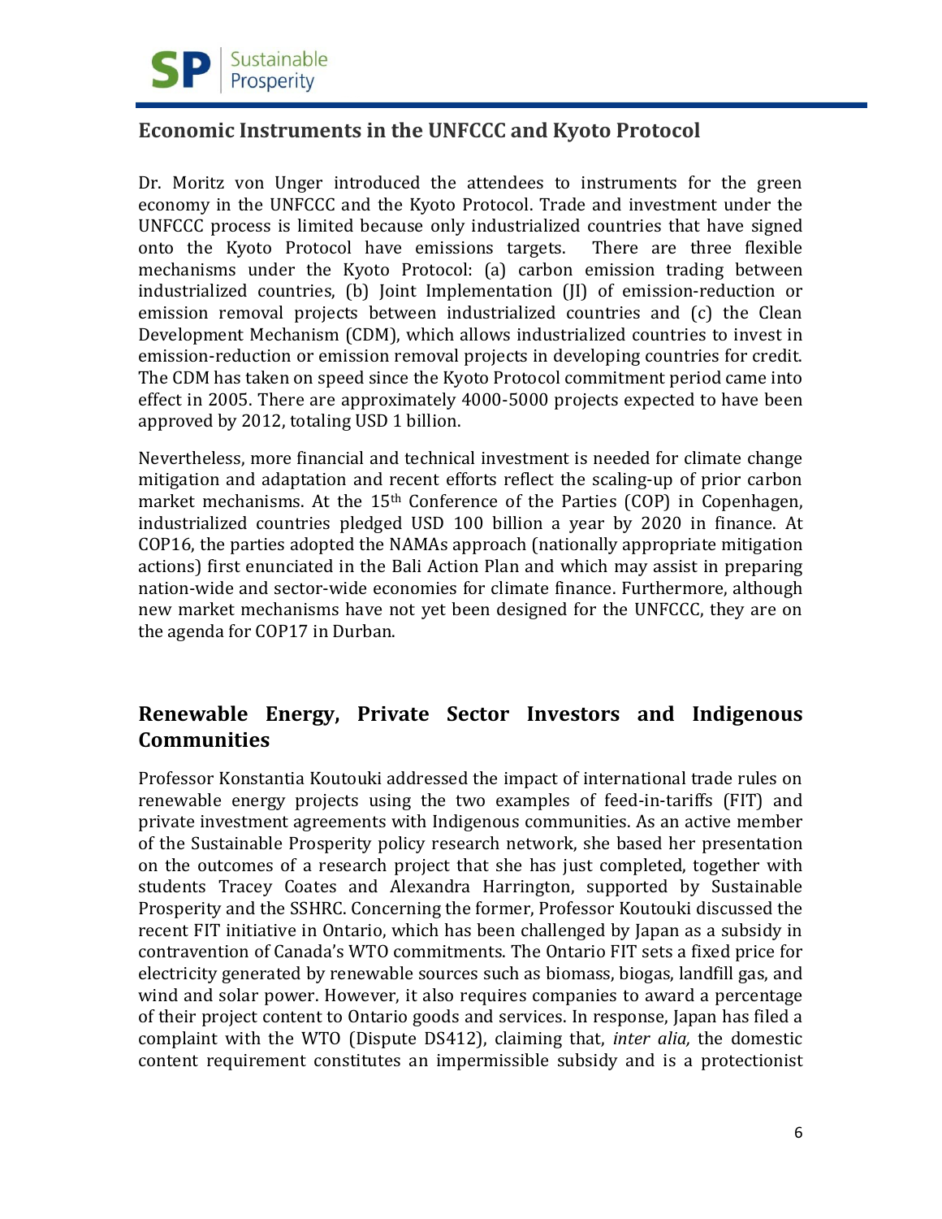## Economic Instruments in the UNFCCC and Kyoto Protocol

Dr. Moritz von Unger introduced the attendees to instruments for the green economy in the UNFCCC and the Kyoto Protocol. Trade and investment under the UNFCCC process is limited because only industrialized countries that have signed onto the Kyoto Protocol have emissions targets. There are three flexible mechanisms under the Kyoto Protocol: (a) carbon emission trading between industrialized countries, (b) Joint Implementation (JI) of emission-reduction or emission removal projects between industrialized countries and (c) the Clean Development Mechanism (CDM), which allows industrialized countries to invest in emission-reduction or emission removal projects in developing countries for credit. The CDM has taken on speed since the Kyoto Protocol commitment period came into effect in 2005. There are approximately 4000-5000 projects expected to have been approved by 2012, totaling USD 1 billion.

Nevertheless, more financial and technical investment is needed for climate change mitigation and adaptation and recent efforts reflect the scaling-up of prior carbon market mechanisms. At the 15th Conference of the Parties (COP) in Copenhagen, industrialized countries pledged USD 100 billion a year by 2020 in finance. At COP16, the parties adopted the NAMAs approach (nationally appropriate mitigation actions) first enunciated in the Bali Action Plan and which may assist in preparing nation-wide and sector-wide economies for climate finance. Furthermore, although new market mechanisms have not yet been designed for the UNFCCC, they are on the agenda for COP17 in Durban.

## Renewable Energy, Private Sector Investors and Indigenous Communities

Professor Konstantia Koutouki addressed the impact of international trade rules on renewable energy projects using the two examples of feed-in-tariffs (FIT) and private investment agreements with Indigenous communities. As an active member of the Sustainable Prosperity policy research network, she based her presentation on the outcomes of a research project that she has just completed, together with students Tracey Coates and Alexandra Harrington, supported by Sustainable Prosperity and the SSHRC. Concerning the former, Professor Koutouki discussed the recent FIT initiative in Ontario, which has been challenged by Japan as a subsidy in contravention of Canada's WTO commitments. The Ontario FIT sets a fixed price for electricity generated by renewable sources such as biomass, biogas, landfill gas, and wind and solar power. However, it also requires companies to award a percentage of their project content to Ontario goods and services. In response, Japan has filed a complaint with the WTO (Dispute DS412), claiming that, *inter alia,* the domestic content requirement constitutes an impermissible subsidy and is a protectionist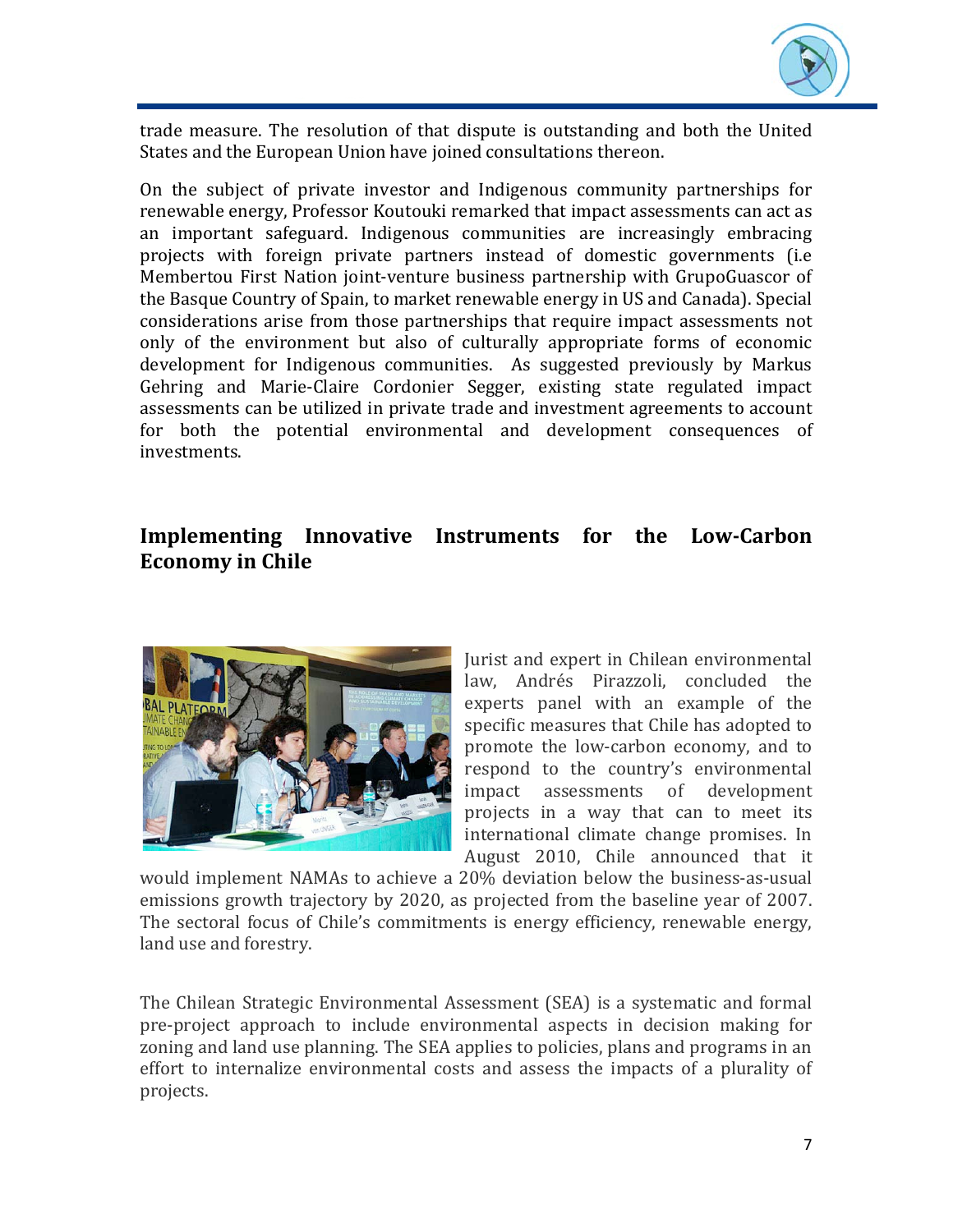trade measure. The resolution of that dispute is outstanding and both the United States and the European Union have joined consultations thereon.

On the subject of private investor and Indigenous community partnerships for renewable energy, Professor Koutouki remarked that impact assessments can act as an important safeguard. Indigenous communities are increasingly embracing projects with foreign private partners instead of domestic governments (i.e Membertou First Nation joint-venture business partnership with GrupoGuascor of the Basque Country of Spain, to market renewable energy in US and Canada). Special considerations arise from those partnerships that require impact assessments not only of the environment but also of culturally appropriate forms of economic development for Indigenous communities. As suggested previously by Markus Gehring and Marie-Claire Cordonier Segger, existing state regulated impact assessments can be utilized in private trade and investment agreements to account for both the potential environmental and development consequences of investments.

## Implementing Innovative Instruments for the Low-Carbon Economy in Chile

Jurist and expert in Chilean environmental law, Andrés Pirazzoli, concluded the experts panel with an example of the specific measures that Chile has adopted to promote the low-carbon economy, and to respond to the country's environmental impact assessments of development projects in a way that can to meet its international climate change promises. In August 2010, Chile announced that it would implement NAMAs to achieve a 20% deviation below the business-as-usual emissions growth trajectory by 2020, as projected from the baseline year of 2007. The sectoral focus of Chile's commitments is energy efficiency, renewable energy, land use and forestry.

The Chilean Strategic Environmental Assessment (SEA) is a systematic and formal pre-project approach to include environmental aspects in decision making for zoning and land use planning. The SEA applies to policies, plans and programs in an effort to internalize environmental costs and assess the impacts of a plurality of projects.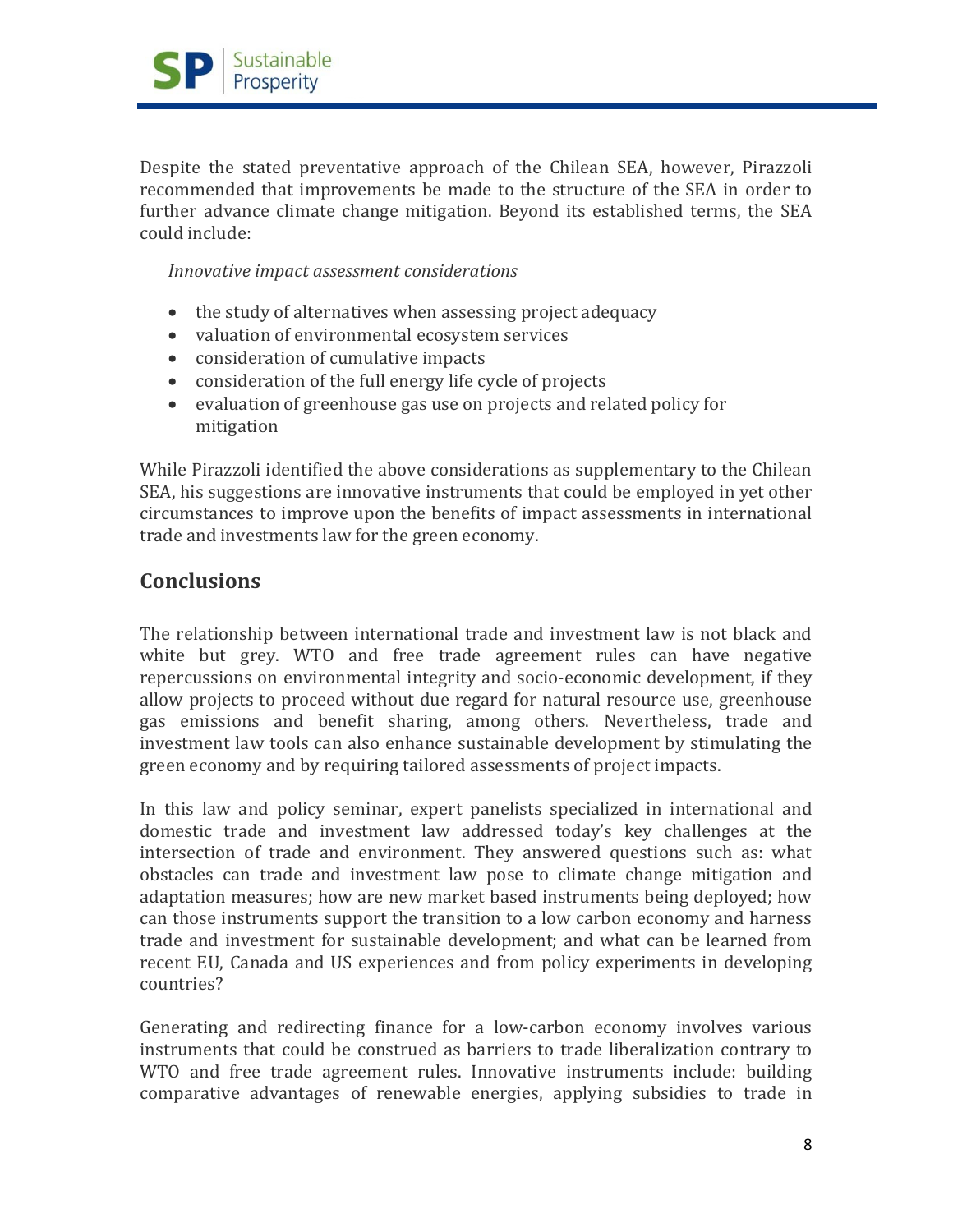Despite the stated preventative approach of the Chilean SEA, however, Pirazzoli recommended that improvements be made to the structure of the SEA in order to further advance climate change mitigation. Beyond its established terms, the SEA could include:

*Innovative impact assessment considerations*

- the study of alternatives when assessing project adequacy
- valuation of environmental ecosystem services
- consideration of cumulative impacts
- consideration of the full energy life cycle of projects
- evaluation of greenhouse gas use on projects and related policy for mitigation

While Pirazzoli identified the above considerations as supplementary to the Chilean SEA, his suggestions are innovative instruments that could be employed in yet other circumstances to improve upon the benefits of impact assessments in international trade and investments law for the green economy.

## Conclusions

The relationship between international trade and investment law is not black and white but grey. WTO and free trade agreement rules can have negative repercussions on environmental integrity and socio-economic development, if they allow projects to proceed without due regard for natural resource use, greenhouse gas emissions and benefit sharing, among others. Nevertheless, trade and investment law tools can also enhance sustainable development by stimulating the green economy and by requiring tailored assessments of project impacts.

In this law and policy seminar, expert panelists specialized in international and domestic trade and investment law addressed today's key challenges at the intersection of trade and environment. They answered questions such as: what obstacles can trade and investment law pose to climate change mitigation and adaptation measures; how are new market based instruments being deployed; how can those instruments support the transition to a low carbon economy and harness trade and investment for sustainable development; and what can be learned from recent EU, Canada and US experiences and from policy experiments in developing countries?

Generating and redirecting finance for a low-carbon economy involves various instruments that could be construed as barriers to trade liberalization contrary to WTO and free trade agreement rules. Innovative instruments include: building comparative advantages of renewable energies, applying subsidies to trade in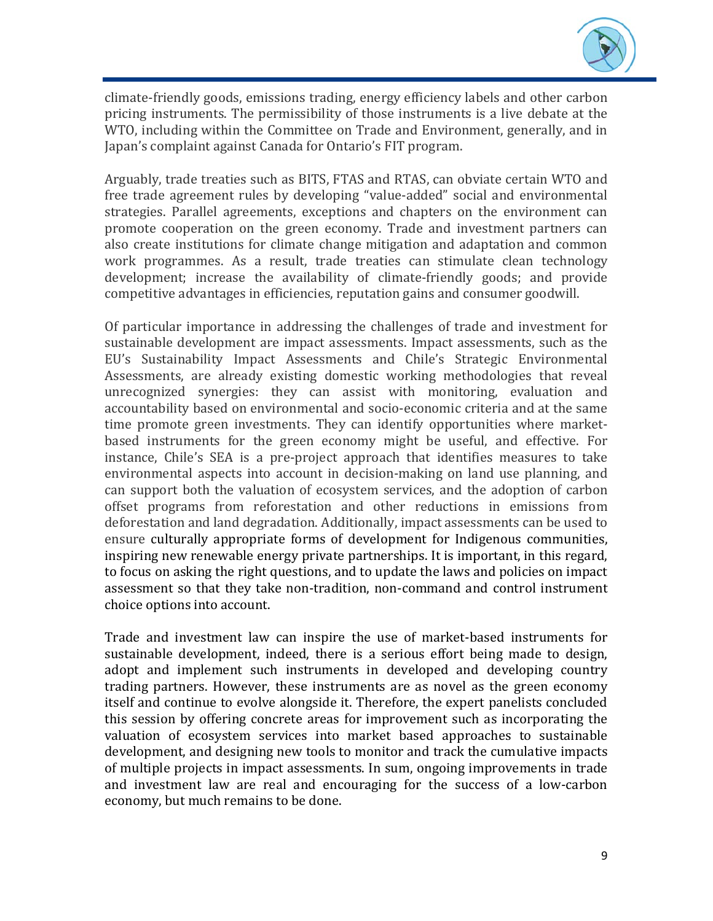climate-friendly goods, emissions trading, energy efficiency labels and other carbon pricing instruments. The permissibility of those instruments is a live debate at the WTO, including within the Committee on Trade and Environment, generally, and in Japan's complaint against Canada for Ontario's FIT program.

Arguably, trade treaties such as BITS, FTAS and RTAS, can obviate certain WTO and free trade agreement rules by developing "value-added" social and environmental strategies. Parallel agreements, exceptions and chapters on the environment can promote cooperation on the green economy. Trade and investment partners can also create institutions for climate change mitigation and adaptation and common work programmes. As a result, trade treaties can stimulate clean technology development; increase the availability of climate-friendly goods; and provide competitive advantages in efficiencies, reputation gains and consumer goodwill.

Of particular importance in addressing the challenges of trade and investment for sustainable development are impact assessments. Impact assessments, such as the EU's Sustainability Impact Assessments and Chile's Strategic Environmental Assessments, are already existing domestic working methodologies that reveal unrecognized synergies: they can assist with monitoring, evaluation and accountability based on environmental and socio-economic criteria and at the same time promote green investments. They can identify opportunities where market-based instruments for the green economy might be useful, and effective. For instance, Chile's SEA is a pre-project approach that identifies measures to take environmental aspects into account in decision-making on land use planning, and can support both the valuation of ecosystem services, and the adoption of carbon offset programs from reforestation and other reductions in emissions from deforestation and land degradation. Additionally, impact assessments can be used to ensure culturally appropriate forms of development for Indigenous communities, inspiring new renewable energy private partnerships. It is important, in this regard, to focus on asking the right questions, and to update the laws and policies on impact assessment so that they take non-tradition, non-command and control instrument choice options into account.

Trade and investment law can inspire the use of market-based instruments for sustainable development, indeed, there is a serious effort being made to design, adopt and implement such instruments in developed and developing country trading partners. However, these instruments are as novel as the green economy itself and continue to evolve alongside it. Therefore, the expert panelists concluded this session by offering concrete areas for improvement such as incorporating the valuation of ecosystem services into market based approaches to sustainable development, and designing new tools to monitor and track the cumulative impacts of multiple projects in impact assessments. In sum, ongoing improvements in trade and investment law are real and encouraging for the success of a low-carbon economy, but much remains to be done.